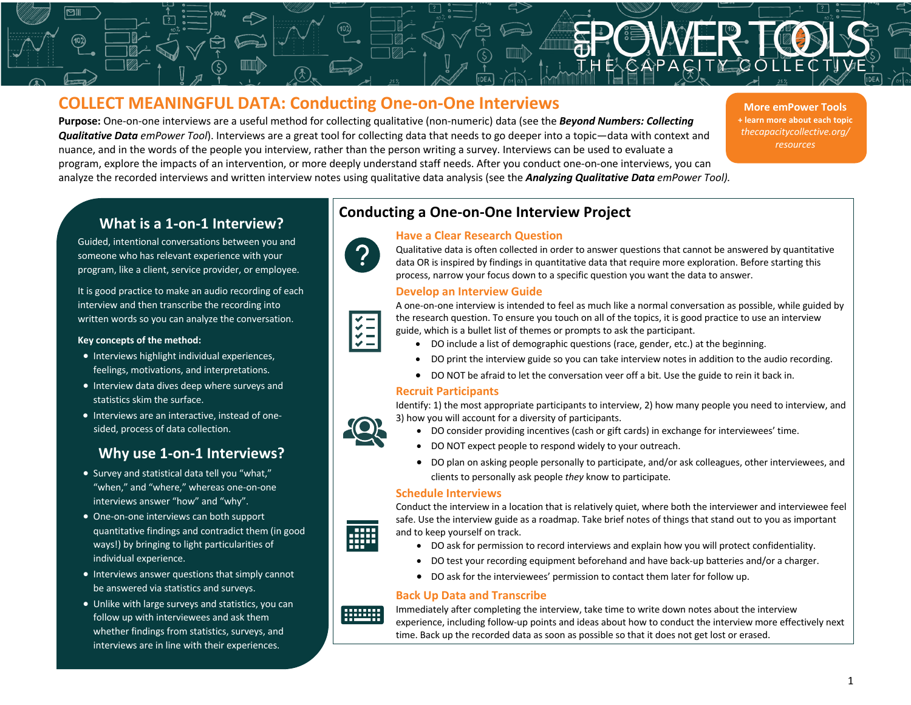# COLLECT MEANINGFUL DATA: Conducting One-on-One Interviews

**Purpose:** One-on-one interviews are a useful method for collecting qualitative (non-numeric) data (see the ***Beyond Numbers: Collecting Qualitative Data*** *emPower Tool*). Interviews are a great tool for collecting data that needs to go deeper into a topic—data with context and nuance, and in the words of the people you interview, rather than the person writing a survey. Interviews can be used to evaluate a program, explore the impacts of an intervention, or more deeply understand staff needs. After you conduct one-on-one interviews, you can analyze the recorded interviews and written interview notes using qualitative data analysis (see the ***Analyzing Qualitative Data*** *emPower Tool).*

**More emPower Tools**
**+ learn more about each topic**
*thecapacitycollective.org/resources*

## What is a 1-on-1 Interview?

Guided, intentional conversations between you and someone who has relevant experience with your program, like a client, service provider, or employee.

It is good practice to make an audio recording of each interview and then transcribe the recording into written words so you can analyze the conversation.

**Key concepts of the method:**

- Interviews highlight individual experiences, feelings, motivations, and interpretations.
- Interview data dives deep where surveys and statistics skim the surface.
- Interviews are an interactive, instead of one-sided, process of data collection.

## Why use 1-on-1 Interviews?

- Survey and statistical data tell you "what," "when," and "where," whereas one-on-one interviews answer "how" and "why".
- One-on-one interviews can both support quantitative findings and contradict them (in good ways!) by bringing to light particularities of individual experience.
- Interviews answer questions that simply cannot be answered via statistics and surveys.
- Unlike with large surveys and statistics, you can follow up with interviewees and ask them whether findings from statistics, surveys, and interviews are in line with their experiences.

## Conducting a One-on-One Interview Project

### Have a Clear Research Question

Qualitative data is often collected in order to answer questions that cannot be answered by quantitative data OR is inspired by findings in quantitative data that require more exploration. Before starting this process, narrow your focus down to a specific question you want the data to answer.

### Develop an Interview Guide

A one-on-one interview is intended to feel as much like a normal conversation as possible, while guided by the research question. To ensure you touch on all of the topics, it is good practice to use an interview guide, which is a bullet list of themes or prompts to ask the participant.

- DO include a list of demographic questions (race, gender, etc.) at the beginning.
- DO print the interview guide so you can take interview notes in addition to the audio recording.
- DO NOT be afraid to let the conversation veer off a bit. Use the guide to rein it back in.

### Recruit Participants

Identify: 1) the most appropriate participants to interview, 2) how many people you need to interview, and 3) how you will account for a diversity of participants.

- DO consider providing incentives (cash or gift cards) in exchange for interviewees' time.
- DO NOT expect people to respond widely to your outreach.
- DO plan on asking people personally to participate, and/or ask colleagues, other interviewees, and clients to personally ask people *they* know to participate.

### Schedule Interviews

Conduct the interview in a location that is relatively quiet, where both the interviewer and interviewee feel safe. Use the interview guide as a roadmap. Take brief notes of things that stand out to you as important and to keep yourself on track.

- DO ask for permission to record interviews and explain how you will protect confidentiality.
- DO test your recording equipment beforehand and have back-up batteries and/or a charger.
- DO ask for the interviewees' permission to contact them later for follow up.

### Back Up Data and Transcribe

Immediately after completing the interview, take time to write down notes about the interview experience, including follow-up points and ideas about how to conduct the interview more effectively next time. Back up the recorded data as soon as possible so that it does not get lost or erased.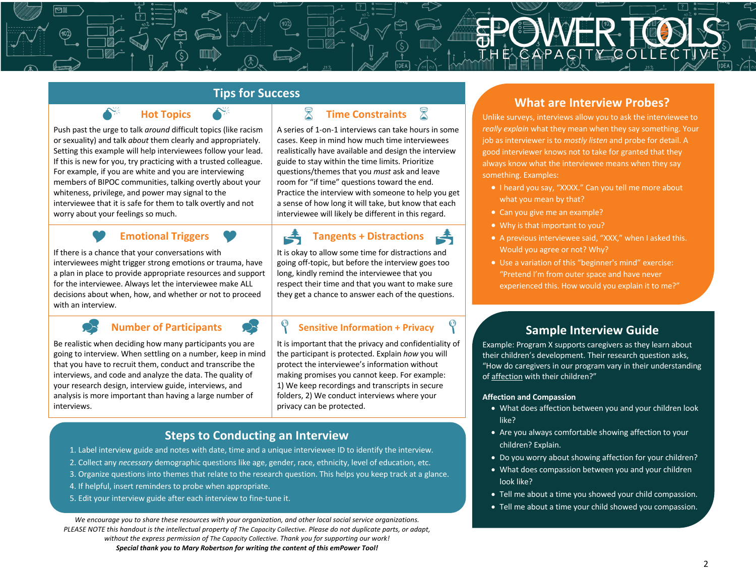## Tips for Success

### Hot Topics

Push past the urge to talk *around* difficult topics (like racism or sexuality) and talk *about* them clearly and appropriately. Setting this example will help interviewees follow your lead. If this is new for you, try practicing with a trusted colleague. For example, if you are white and you are interviewing members of BIPOC communities, talking overtly about your whiteness, privilege, and power may signal to the interviewee that it is safe for them to talk overtly and not worry about your feelings so much.

### Time Constraints

A series of 1-on-1 interviews can take hours in some cases. Keep in mind how much time interviewees realistically have available and design the interview guide to stay within the time limits. Prioritize questions/themes that you *must* ask and leave room for "if time" questions toward the end. Practice the interview with someone to help you get a sense of how long it will take, but know that each interviewee will likely be different in this regard.

### Emotional Triggers

If there is a chance that your conversations with interviewees might trigger strong emotions or trauma, have a plan in place to provide appropriate resources and support for the interviewee. Always let the interviewee make ALL decisions about when, how, and whether or not to proceed with an interview.

### Tangents + Distractions

It is okay to allow some time for distractions and going off-topic, but before the interview goes too long, kindly remind the interviewee that you respect their time and that you want to make sure they get a chance to answer each of the questions.

### Number of Participants

Be realistic when deciding how many participants you are going to interview. When settling on a number, keep in mind that you have to recruit them, conduct and transcribe the interviews, and code and analyze the data. The quality of your research design, interview guide, interviews, and analysis is more important than having a large number of interviews.

### Sensitive Information + Privacy

It is important that the privacy and confidentiality of the participant is protected. Explain *how* you will protect the interviewee's information without making promises you cannot keep. For example: 1) We keep recordings and transcripts in secure folders, 2) We conduct interviews where your privacy can be protected.

## Steps to Conducting an Interview

1. Label interview guide and notes with date, time and a unique interviewee ID to identify the interview.
2. Collect any *necessary* demographic questions like age, gender, race, ethnicity, level of education, etc.
3. Organize questions into themes that relate to the research question. This helps you keep track at a glance.
4. If helpful, insert reminders to probe when appropriate.
5. Edit your interview guide after each interview to fine-tune it.

## What are Interview Probes?

Unlike surveys, interviews allow you to ask the interviewee to *really explain* what they mean when they say something. Your job as interviewer is to *mostly listen* and probe for detail. A good interviewer knows not to take for granted that they always know what the interviewee means when they say something. Examples:

- I heard you say, "XXXX." Can you tell me more about what you mean by that?
- Can you give me an example?
- Why is that important to you?
- A previous interviewee said, "XXX," when I asked this. Would you agree or not? Why?
- Use a variation of this "beginner's mind" exercise: "Pretend I'm from outer space and have never experienced this. How would you explain it to me?"

## Sample Interview Guide

Example: Program X supports caregivers as they learn about their children's development. Their research question asks, "How do caregivers in our program vary in their understanding of affection with their children?"

**Affection and Compassion**

- What does affection between you and your children look like?
- Are you always comfortable showing affection to your children? Explain.
- Do you worry about showing affection for your children?
- What does compassion between you and your children look like?
- Tell me about a time you showed your child compassion.
- Tell me about a time your child showed you compassion.

*We encourage you to share these resources with your organization, and other local social service organizations.*
*PLEASE NOTE this handout is the intellectual property of The Capacity Collective. Please do not duplicate parts, or adapt, without the express permission of The Capacity Collective. Thank you for supporting our work!*
***Special thank you to Mary Robertson for writing the content of this emPower Tool!***